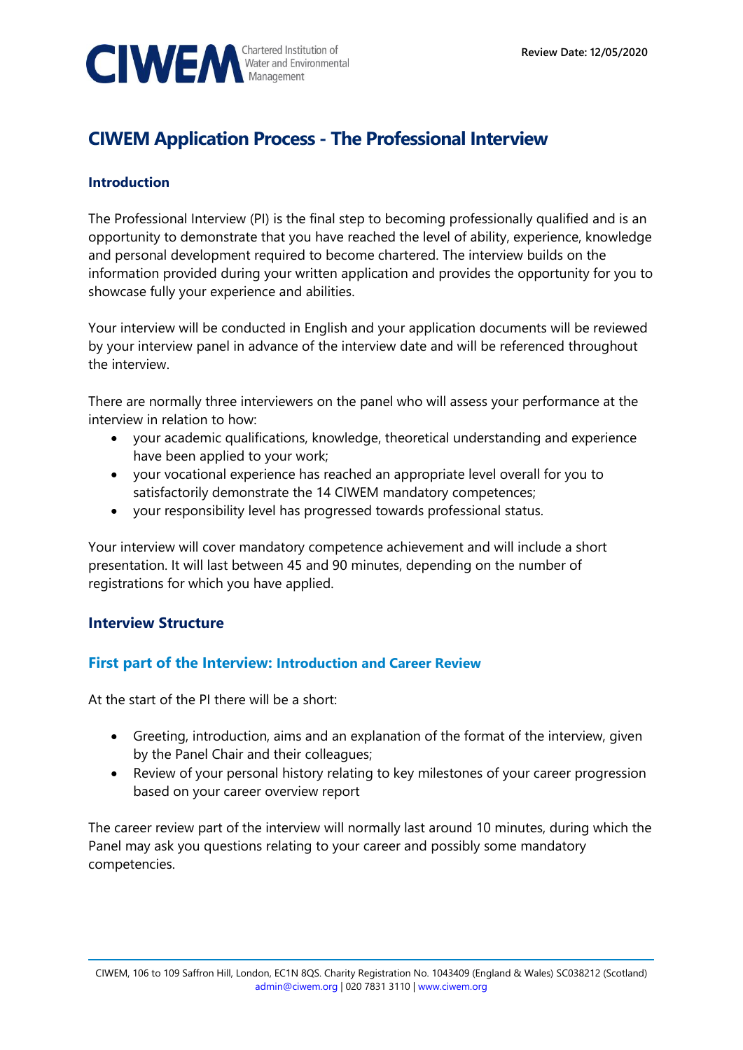# CIWEM Application Process - The Professional Interview

### Introduction

The Professional Interview (PI) is the final step to becoming professionally qualified and is an opportunity to demonstrate that you have reached the level of ability, experience, knowledge and personal development required to become chartered. The interview builds on the information provided during your written application and provides the opportunity for you to showcase fully your experience and abilities.

Your interview will be conducted in English and your application documents will be reviewed by your interview panel in advance of the interview date and will be referenced throughout the interview.

There are normally three interviewers on the panel who will assess your performance at the interview in relation to how:

- your academic qualifications, knowledge, theoretical understanding and experience have been applied to your work;
- your vocational experience has reached an appropriate level overall for you to satisfactorily demonstrate the 14 CIWEM mandatory competences;
- your responsibility level has progressed towards professional status.

Your interview will cover mandatory competence achievement and will include a short presentation. It will last between 45 and 90 minutes, depending on the number of registrations for which you have applied.

### Interview Structure

#### First part of the Interview: Introduction and Career Review

At the start of the PI there will be a short:

- Greeting, introduction, aims and an explanation of the format of the interview, given by the Panel Chair and their colleagues;
- Review of your personal history relating to key milestones of your career progression based on your career overview report

The career review part of the interview will normally last around 10 minutes, during which the Panel may ask you questions relating to your career and possibly some mandatory competencies.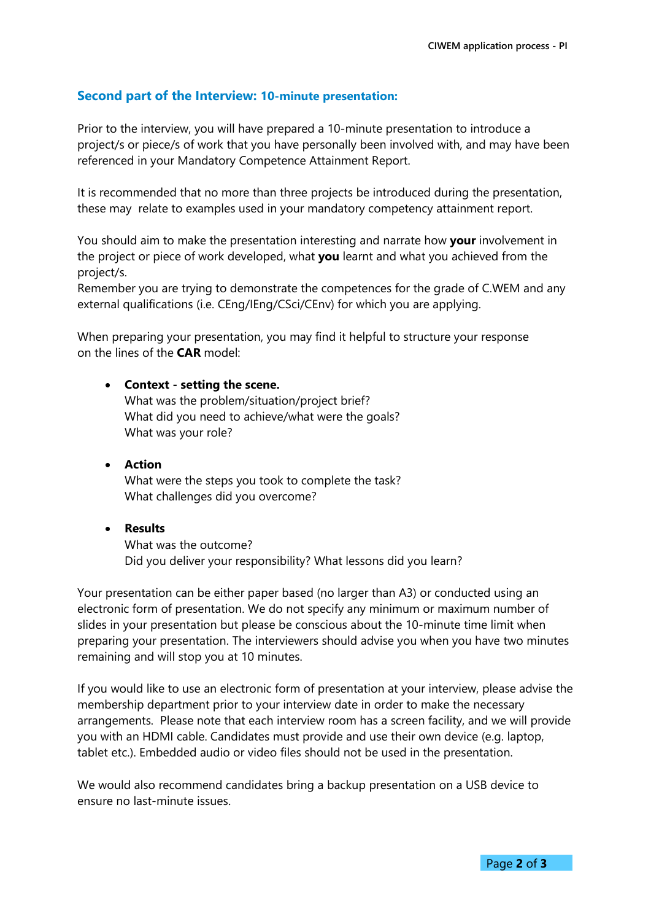## Second part of the Interview: 10-minute presentation:

Prior to the interview, you will have prepared a 10-minute presentation to introduce a project/s or piece/s of work that you have personally been involved with, and may have been referenced in your Mandatory Competence Attainment Report.

It is recommended that no more than three projects be introduced during the presentation, these may relate to examples used in your mandatory competency attainment report.

You should aim to make the presentation interesting and narrate how **your** involvement in the project or piece of work developed, what **you** learnt and what you achieved from the project/s.
Remember you are trying to demonstrate the competences for the grade of C.WEM and any external qualifications (i.e. CEng/IEng/CSci/CEnv) for which you are applying.

When preparing your presentation, you may find it helpful to structure your response on the lines of the **CAR** model:

- **Context - setting the scene.**
  What was the problem/situation/project brief?
  What did you need to achieve/what were the goals?
  What was your role?

- **Action**
  What were the steps you took to complete the task?
  What challenges did you overcome?

- **Results**
  What was the outcome?
  Did you deliver your responsibility? What lessons did you learn?

Your presentation can be either paper based (no larger than A3) or conducted using an electronic form of presentation. We do not specify any minimum or maximum number of slides in your presentation but please be conscious about the 10-minute time limit when preparing your presentation. The interviewers should advise you when you have two minutes remaining and will stop you at 10 minutes.

If you would like to use an electronic form of presentation at your interview, please advise the membership department prior to your interview date in order to make the necessary arrangements. Please note that each interview room has a screen facility, and we will provide you with an HDMI cable. Candidates must provide and use their own device (e.g. laptop, tablet etc.). Embedded audio or video files should not be used in the presentation.

We would also recommend candidates bring a backup presentation on a USB device to ensure no last-minute issues.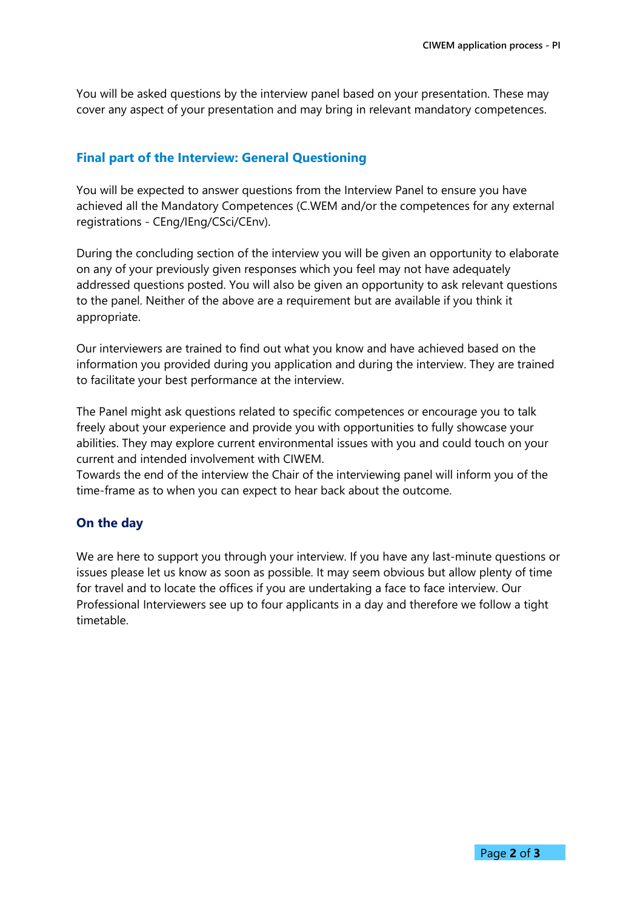You will be asked questions by the interview panel based on your presentation. These may cover any aspect of your presentation and may bring in relevant mandatory competences.

## Final part of the Interview: General Questioning

You will be expected to answer questions from the Interview Panel to ensure you have achieved all the Mandatory Competences (C.WEM and/or the competences for any external registrations - CEng/IEng/CSci/CEnv).

During the concluding section of the interview you will be given an opportunity to elaborate on any of your previously given responses which you feel may not have adequately addressed questions posted. You will also be given an opportunity to ask relevant questions to the panel. Neither of the above are a requirement but are available if you think it appropriate.

Our interviewers are trained to find out what you know and have achieved based on the information you provided during you application and during the interview. They are trained to facilitate your best performance at the interview.

The Panel might ask questions related to specific competences or encourage you to talk freely about your experience and provide you with opportunities to fully showcase your abilities. They may explore current environmental issues with you and could touch on your current and intended involvement with CIWEM.
Towards the end of the interview the Chair of the interviewing panel will inform you of the time-frame as to when you can expect to hear back about the outcome.

## On the day

We are here to support you through your interview. If you have any last-minute questions or issues please let us know as soon as possible. It may seem obvious but allow plenty of time for travel and to locate the offices if you are undertaking a face to face interview. Our Professional Interviewers see up to four applicants in a day and therefore we follow a tight timetable.